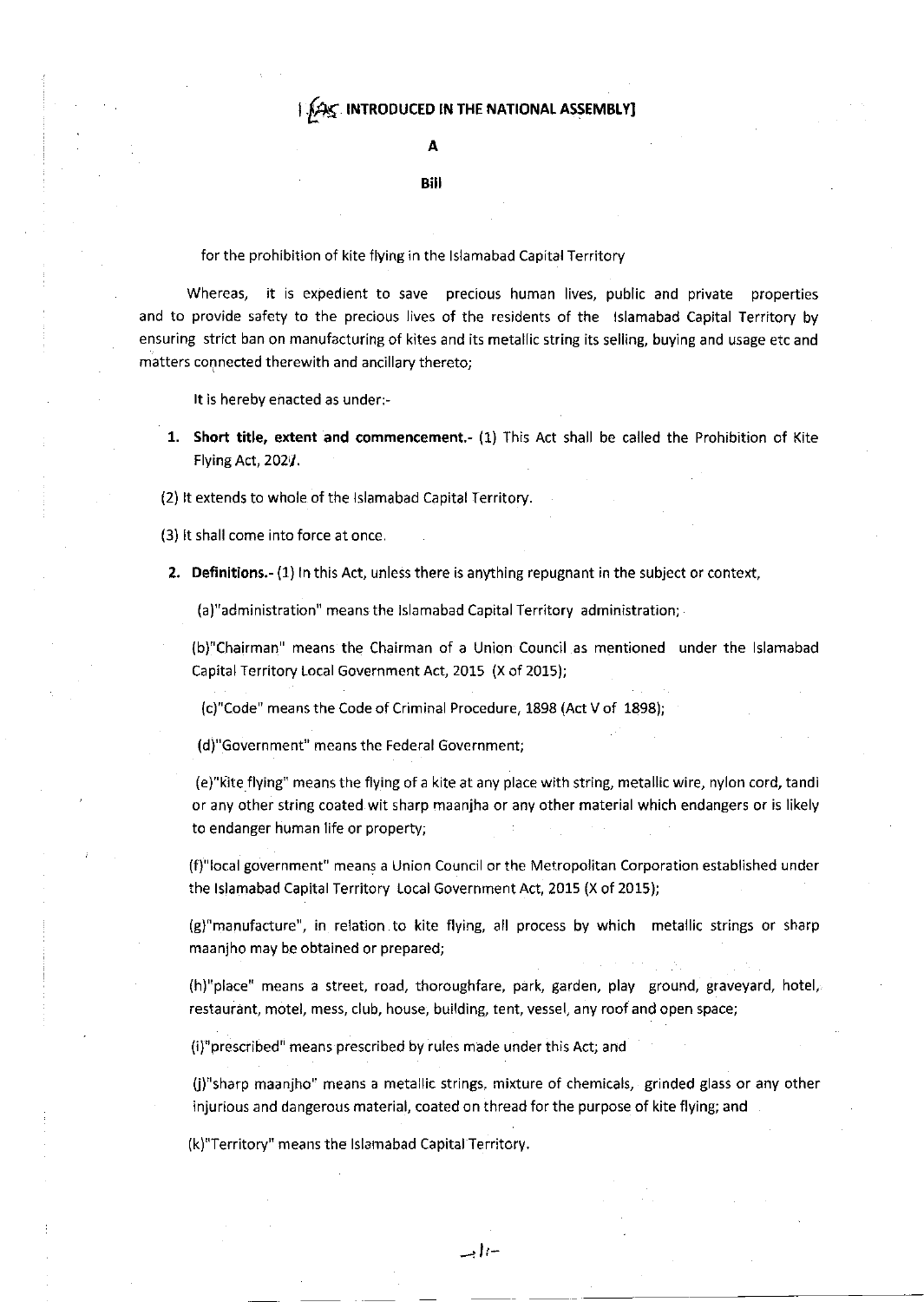[AS INTRODUCED IN THE NATIONAL ASSEMBLY]

**A**

**Bill**

for the prohibition of kite flying in the Islamabad Capital Territory

Whereas, it is expedient to save precious human lives, public and private properties and to provide safety to the precious lives of the residents of the Islamabad Capital Territory by ensuring strict ban on manufacturing of kites and its metallic string its selling, buying and usage etc and matters connected therewith and ancillary thereto;

It is hereby enacted as under:-

1. **Short title, extent and commencement.-** (1) This Act shall be called the Prohibition of Kite Flying Act, 2021.

(2) It extends to whole of the Islamabad Capital Territory.

(3) It shall come into force at once.

2. **Definitions.-** (1) In this Act, unless there is anything repugnant in the subject or context,

(a)"administration" means the Islamabad Capital Territory administration;

(b)"Chairman" means the Chairman of a Union Council as mentioned under the Islamabad Capital Territory Local Government Act, 2015 (X of 2015);

(c)"Code" means the Code of Criminal Procedure, 1898 (Act V of 1898);

(d)"Government" means the Federal Government;

(e)"kite flying" means the flying of a kite at any place with string, metallic wire, nylon cord, tandi or any other string coated wit sharp maanjha or any other material which endangers or is likely to endanger human life or property;

(f)"local government" means a Union Council or the Metropolitan Corporation established under the Islamabad Capital Territory Local Government Act, 2015 (X of 2015);

(g)"manufacture", in relation to kite flying, all process by which metallic strings or sharp maanjho may be obtained or prepared;

(h)"place" means a street, road, thoroughfare, park, garden, play ground, graveyard, hotel, restaurant, motel, mess, club, house, building, tent, vessel, any roof and open space;

(i)"prescribed" means prescribed by rules made under this Act; and

(j)"sharp maanjho" means a metallic strings, mixture of chemicals, grinded glass or any other injurious and dangerous material, coated on thread for the purpose of kite flying; and

(k)"Territory" means the Islamabad Capital Territory.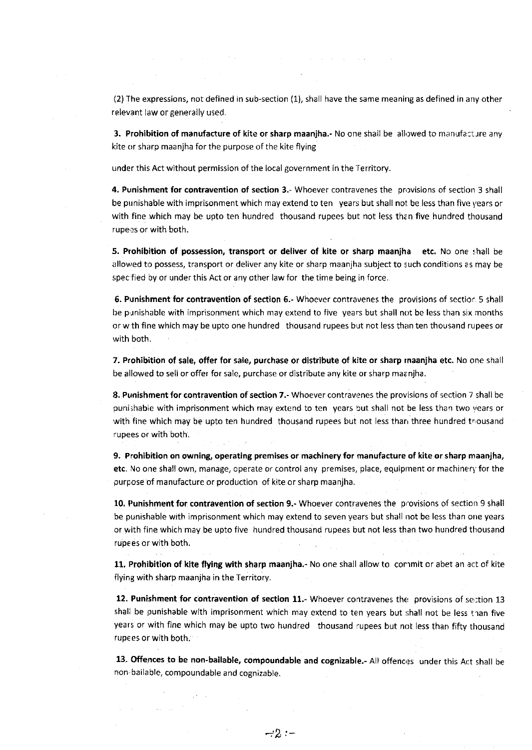(2) The expressions, not defined in sub-section (1), shall have the same meaning as defined in any other relevant law or generally used.

**3. Prohibition of manufacture of kite or sharp maanjha.-** No one shall be allowed to manufacture any kite or sharp maanjha for the purpose of the kite flying

under this Act without permission of the local government in the Territory.

**4. Punishment for contravention of section 3.-** Whoever contravenes the provisions of section 3 shall be punishable with imprisonment which may extend to ten years but shall not be less than five years or with fine which may be upto ten hundred thousand rupees but not less than five hundred thousand rupees or with both.

**5. Prohibition of possession, transport or deliver of kite or sharp maanjha etc.** No one shall be allowed to possess, transport or deliver any kite or sharp maanjha subject to such conditions as may be specified by or under this Act or any other law for the time being in force.

**6. Punishment for contravention of section 6.-** Whoever contravenes the provisions of section 5 shall be punishable with imprisonment which may extend to five years but shall not be less than six months or with fine which may be upto one hundred thousand rupees but not less than ten thousand rupees or with both.

**7. Prohibition of sale, offer for sale, purchase or distribute of kite or sharp maanjha etc.** No one shall be allowed to sell or offer for sale, purchase or distribute any kite or sharp maanjha.

**8. Punishment for contravention of section 7.-** Whoever contravenes the provisions of section 7 shall be punishable with imprisonment which may extend to ten years but shall not be less than two years or with fine which may be upto ten hundred thousand rupees but not less than three hundred thousand rupees or with both.

**9. Prohibition on owning, operating premises or machinery for manufacture of kite or sharp maanjha, etc.** No one shall own, manage, operate or control any premises, place, equipment or machinery for the purpose of manufacture or production of kite or sharp maanjha.

**10. Punishment for contravention of section 9.-** Whoever contravenes the provisions of section 9 shall be punishable with imprisonment which may extend to seven years but shall not be less than one years or with fine which may be upto five hundred thousand rupees but not less than two hundred thousand rupees or with both.

**11. Prohibition of kite flying with sharp maanjha.-** No one shall allow to commit or abet an act of kite flying with sharp maanjha in the Territory.

**12. Punishment for contravention of section 11.-** Whoever contravenes the provisions of section 13 shall be punishable with imprisonment which may extend to ten years but shall not be less than five years or with fine which may be upto two hundred thousand rupees but not less than fifty thousand rupees or with both.

**13. Offences to be non-bailable, compoundable and cognizable.-** All offences under this Act shall be non-bailable, compoundable and cognizable.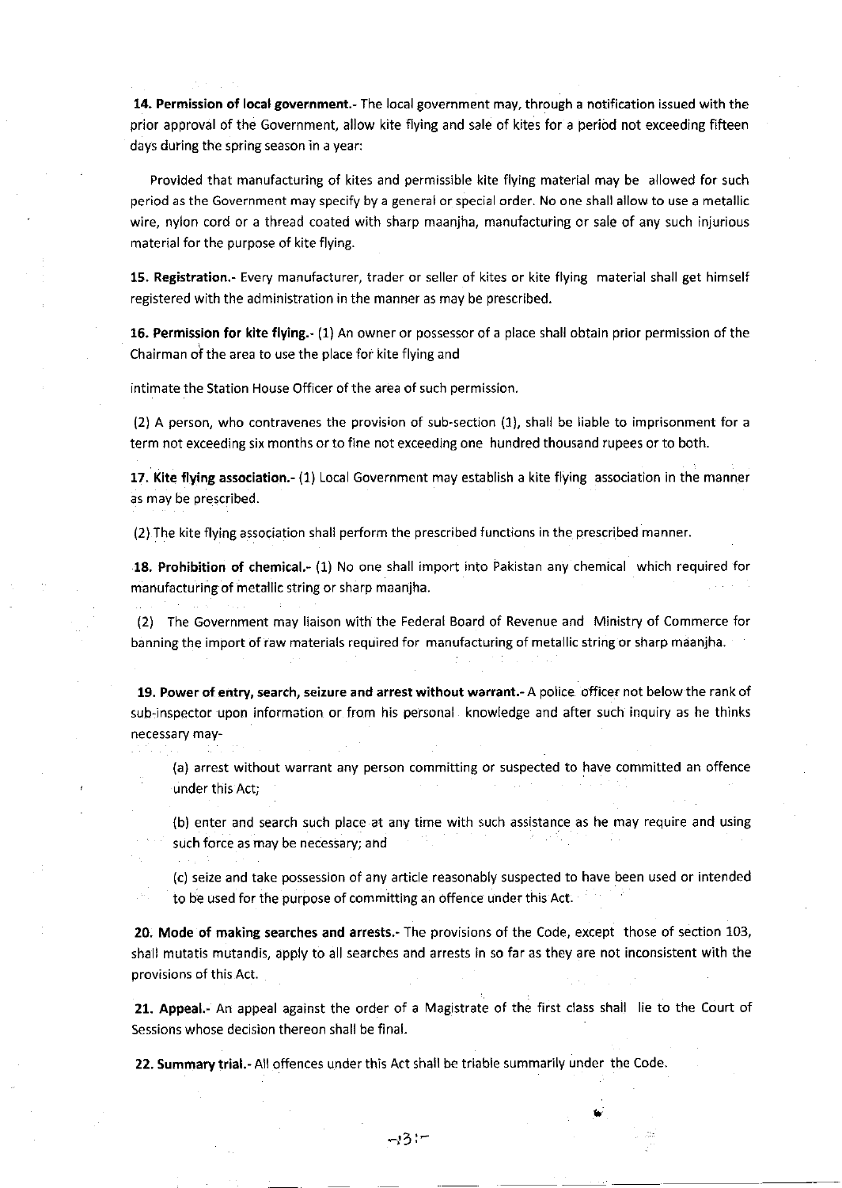**14. Permission of local government.**- The local government may, through a notification issued with the prior approval of the Government, allow kite flying and sale of kites for a period not exceeding fifteen days during the spring season in a year:

Provided that manufacturing of kites and permissible kite flying material may be allowed for such period as the Government may specify by a general or special order. No one shall allow to use a metallic wire, nylon cord or a thread coated with sharp maanjha, manufacturing or sale of any such injurious material for the purpose of kite flying.

**15. Registration.**- Every manufacturer, trader or seller of kites or kite flying material shall get himself registered with the administration in the manner as may be prescribed.

**16. Permission for kite flying.**- (1) An owner or possessor of a place shall obtain prior permission of the Chairman of the area to use the place for kite flying and

intimate the Station House Officer of the area of such permission.

(2) A person, who contravenes the provision of sub-section (1), shall be liable to imprisonment for a term not exceeding six months or to fine not exceeding one hundred thousand rupees or to both.

**17. Kite flying association.**- (1) Local Government may establish a kite flying association in the manner as may be prescribed.

(2) The kite flying association shall perform the prescribed functions in the prescribed manner.

**18. Prohibition of chemical.**- (1) No one shall import into Pakistan any chemical which required for manufacturing of metallic string or sharp maanjha.

(2) The Government may liaison with the Federal Board of Revenue and Ministry of Commerce for banning the import of raw materials required for manufacturing of metallic string or sharp maanjha.

**19. Power of entry, search, seizure and arrest without warrant.**- A police officer not below the rank of sub-inspector upon information or from his personal knowledge and after such inquiry as he thinks necessary may-

(a) arrest without warrant any person committing or suspected to have committed an offence under this Act;

(b) enter and search such place at any time with such assistance as he may require and using such force as may be necessary; and

(c) seize and take possession of any article reasonably suspected to have been used or intended to be used for the purpose of committing an offence under this Act.

**20. Mode of making searches and arrests.**- The provisions of the Code, except those of section 103, shall mutatis mutandis, apply to all searches and arrests in so far as they are not inconsistent with the provisions of this Act.

**21. Appeal.**- An appeal against the order of a Magistrate of the first class shall lie to the Court of Sessions whose decision thereon shall be final.

**22. Summary trial.**- All offences under this Act shall be triable summarily under the Code.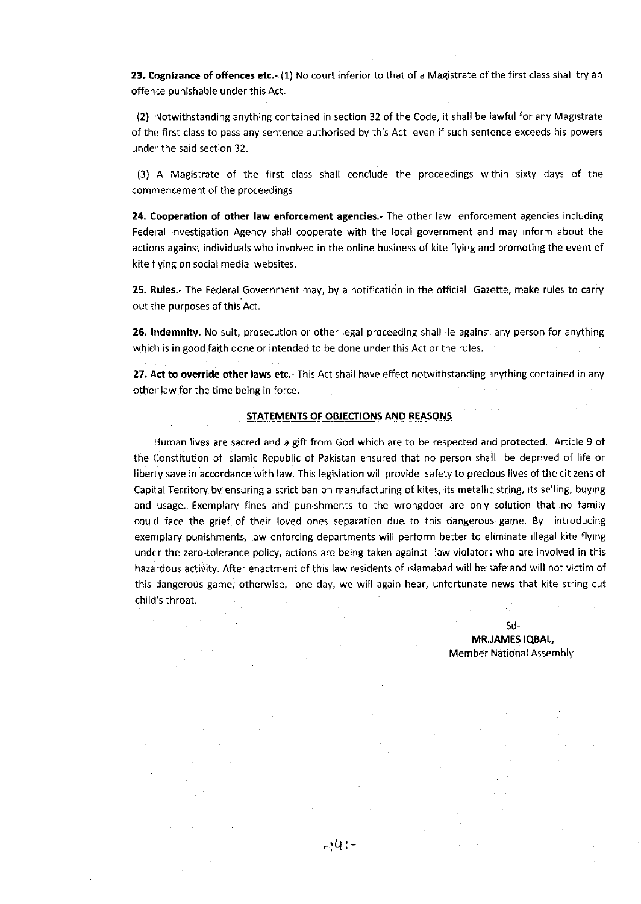**23. Cognizance of offences etc.-** (1) No court inferior to that of a Magistrate of the first class shal try an offence punishable under this Act.

(2) Notwithstanding anything contained in section 32 of the Code, it shall be lawful for any Magistrate of the first class to pass any sentence authorised by this Act even if such sentence exceeds his powers under the said section 32.

(3) A Magistrate of the first class shall conclude the proceedings within sixty days of the commencement of the proceedings

**24. Cooperation of other law enforcement agencies.-** The other law enforcement agencies including Federal Investigation Agency shall cooperate with the local government and may inform about the actions against individuals who involved in the online business of kite flying and promoting the event of kite flying on social media websites.

**25. Rules.-** The Federal Government may, by a notification in the official Gazette, make rules to carry out the purposes of this Act.

**26. Indemnity.** No suit, prosecution or other legal proceeding shall lie against any person for anything which is in good faith done or intended to be done under this Act or the rules.

**27. Act to override other laws etc.-** This Act shall have effect notwithstanding anything contained in any other law for the time being in force.

**STATEMENTS OF OBJECTIONS AND REASONS**

Human lives are sacred and a gift from God which are to be respected and protected. Article 9 of the Constitution of Islamic Republic of Pakistan ensured that no person shall be deprived of life or liberty save in accordance with law. This legislation will provide safety to precious lives of the citizens of Capital Territory by ensuring a strict ban on manufacturing of kites, its metallic string, its selling, buying and usage. Exemplary fines and punishments to the wrongdoer are only solution that no family could face the grief of their loved ones separation due to this dangerous game. By introducing exemplary punishments, law enforcing departments will perform better to eliminate illegal kite flying under the zero-tolerance policy, actions are being taken against law violators who are involved in this hazardous activity. After enactment of this law residents of Islamabad will be safe and will not victim of this dangerous game, otherwise, one day, we will again hear, unfortunate news that kite string cut child's throat.

Sd-

**MR.JAMES IQBAL,**

Member National Assembly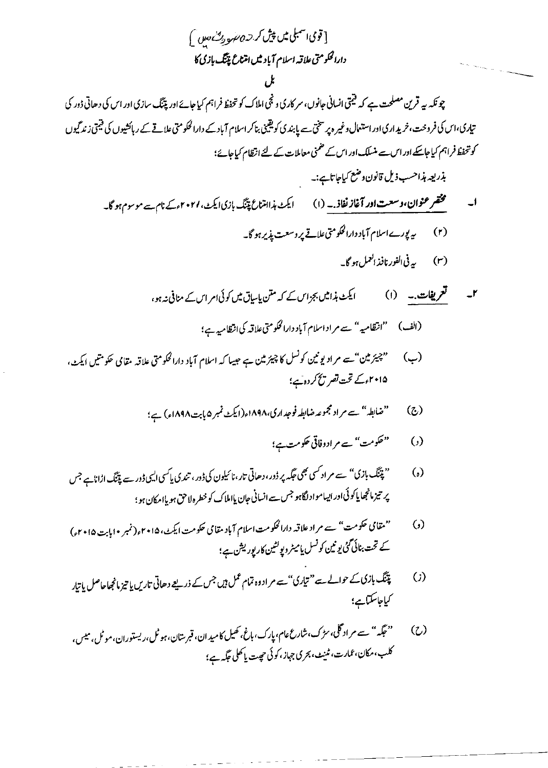[قومی اسمبلی میں پیش کردہ صورت میں]

## دارالحکومتی علاقہ اسلام آباد میں امتناع پتنگ بازی کا

## بل

چونکہ یہ قرین مصلحت ہے کہ قیمتی انسانی جانوں، سرکاری و نجی املاک کو تحفظ فراہم کیا جائے اور پتنگ سازی اور اس کی دھاتی ڈور کی تیاری، اس کی فروخت، خریداری اور استعمال وغیرہ پر سختی سے پابندی کو یقینی بنا کر اسلام آباد کے دارالحکومتی علاقے کے رہائشیوں کی قیمتی زندگیوں کو تحفظ فراہم کیا جاسکے اور اس سے منسلک اور اس کے ضمنی معاملات کے لئے انتظام کیا جائے؛

بذریعہ ہذا حسب ذیل قانون وضع کیا جاتا ہے:۔

۱۔ **مختصر عنوان، وسعت اور آغاز نفاذ۔** (۱) ایکٹ ہذا امتناع پتنگ بازی ایکٹ، ۲۰۲۱ء کے نام سے موسوم ہوگا۔

(۲) یہ پورے اسلام آباد دارالحکومتی علاقے پر وسعت پذیر ہوگا۔

(۳) یہ فی الفور نافذ العمل ہوگا۔

۲۔ **تعریفات۔** (۱) ایکٹ ہذا میں، بجز اس کے کہ متن یا سیاق میں کوئی امر اس کے منافی نہ ہو،

(الف) "انتظامیہ" سے مراد اسلام آباد دارالحکومتی علاقہ کی انتظامیہ ہے؛

(ب) "چیئرمین" سے مراد یونین کونسل کا چیئرمین ہے جیسا کہ اسلام آباد دارالحکومتی علاقہ مقامی حکومتیں ایکٹ، ۲۰۱۵ء کے تحت تصریح کردہ ہے؛

(ج) "ضابطہ" سے مراد مجموعہ ضابطہ فوجداری، ۱۸۹۸ء (ایکٹ نمبر ۵ بابت ۱۸۹۸ء) ہے؛

(د) "حکومت" سے مراد وفاقی حکومت ہے؛

(ہ) "پتنگ بازی" سے مراد کسی بھی جگہ پر ڈور، دھاتی تار، نائیلون کی ڈور، تندی یا کسی ایسی ڈور سے پتنگ اڑانا ہے جس پر تیز مانجھا یا کوئی اور ایسا مواد لگا ہو جس سے انسانی جان یا املاک کو خطرہ لاحق ہو یا امکان ہو؛

(و) "مقامی حکومت" سے مراد علاقہ دارالحکومت اسلام آباد مقامی حکومت ایکٹ، ۲۰۱۵ء (نمبر ۱۰ بابت ۲۰۱۵ء) کے تحت بنائی گئی یونین کونسل یا میٹروپولیٹن کارپوریشن ہے؛

(ز) پتنگ بازی کے حوالے سے "تیاری" سے مراد وہ تمام عمل ہیں جس کے ذریعے دھاتی تاریں یا تیز مانجھا حاصل یا تیار کیا جاسکتا ہے؛

(ح) "جگہ" سے مراد گلی، سڑک، شارع عام، پارک، باغ، کھیل کا میدان، قبرستان، ہوٹل، ریستوران، موٹل، میس، کلب، مکان، عمارت، ٹینٹ، بحری جہاز، کوئی چھت یا کھلی جگہ ہے؛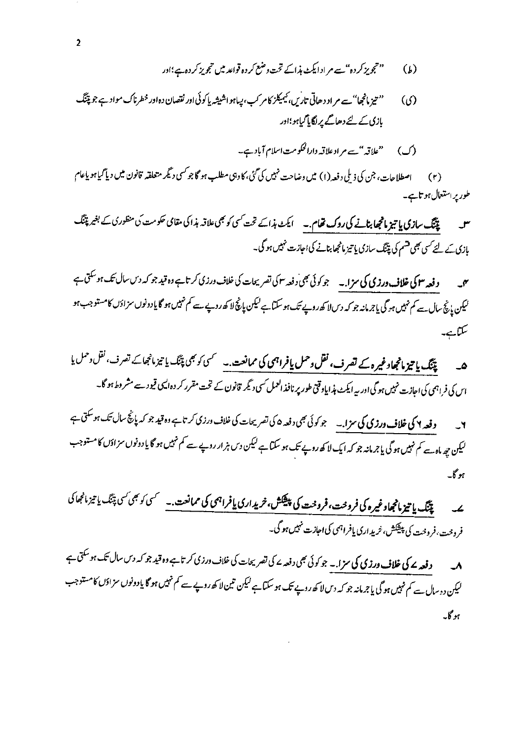(ط) "تجویز کردہ" سے مراد ایکٹ ہذا کے تحت وضع کردہ قواعد میں تجویز کردہ ہے؛ اور

(ی) "تیز مانجھا" سے مراد دھاتی تاریں، کیمیکلز کا مرکب، پسا ہوا شیشہ یا کوئی اور نقصان دہ اور خطرناک مواد ہے جو پتنگ بازی کے لئے دھاگے پر لگایا گیا ہو؛ اور

(ک) "علاقہ" سے مراد علاقہ دارالحکومت اسلام آباد ہے۔

(۲) اصطلاحات، جن کی ذیلی دفعہ (۱) میں وضاحت نہیں کی گئی، کا وہی مطلب ہو گا جو کسی دیگر متعلقہ قانون میں دیا گیا ہو یا عام طور پر استعمال ہوتا ہے۔

۳۔ **پتنگ سازی یا تیز مانجھا بنانے کی روک تھام۔۔** ایکٹ ہذا کے تحت کسی کو بھی علاقہ ہذا کی مقامی حکومت کی منظوری کے بغیر پتنگ بازی کے لئے کسی بھی قسم کی پتنگ سازی یا تیز مانجھا بنانے کی اجازت نہیں ہو گی۔

۴۔ **دفعہ ۳ کی خلاف ورزی کی سزا۔۔** جو کوئی بھی دفعہ ۳ کی تصریحات کی خلاف ورزی کرتا ہے وہ قید جو کہ دس سال تک ہو سکتی ہے لیکن پانچ سال سے کم نہیں ہو گی یا جرمانہ جو کہ دس لاکھ روپے تک ہو سکتا ہے لیکن پانچ لاکھ روپے سے کم نہیں ہو گا یا دونوں سزاؤں کا مستوجب ہو سکتا ہے۔

۵۔ **پتنگ یا تیز مانجھا وغیرہ کے تصرف، نقل و حمل یا فراہمی کی ممانعت۔۔** کسی کو بھی پتنگ یا تیز مانجھا کے تصرف، نقل و حمل یا اس کی فراہمی کی اجازت نہیں ہو گی اور یہ ایکٹ ہذا یا وقتی طور پر نافذ العمل کسی دیگر قانون کے تحت مقرر کردہ ایسی قیود سے مشروط ہو گا۔

۶۔ **دفعہ ۶ کی خلاف ورزی کی سزا۔۔** جو کوئی بھی دفعہ ۵ کی تصریحات کی خلاف ورزی کرتا ہے وہ قید جو کہ پانچ سال تک ہو سکتی ہے لیکن چھ ماہ سے کم نہیں ہو گی یا جرمانہ جو کہ ایک لاکھ روپے تک ہو سکتا ہے لیکن دس ہزار روپے سے کم نہیں ہو گا یا دونوں سزاؤں کا مستوجب ہو گا۔

۷۔ **پتنگ یا تیز مانجھا وغیرہ کی فروخت، فروخت کی پیشکش، خریداری یا فراہمی کی ممانعت۔۔** کسی کو بھی کسی پتنگ یا تیز مانجھا کی فروخت، فروخت کی پیشکش، خریداری یا فراہمی کی اجازت نہیں ہو گی۔

۸۔ **دفعہ ۷ کی خلاف ورزی کی سزا۔۔** جو کوئی بھی دفعہ ۷ کی تصریحات کی خلاف ورزی کرتا ہے وہ قید جو کہ دس سال تک ہو سکتی ہے لیکن دو سال سے کم نہیں ہو گی یا جرمانہ جو کہ دس لاکھ روپے تک ہو سکتا ہے لیکن تین لاکھ روپے سے کم نہیں ہو گا یا دونوں سزاؤں کا مستوجب ہو گا۔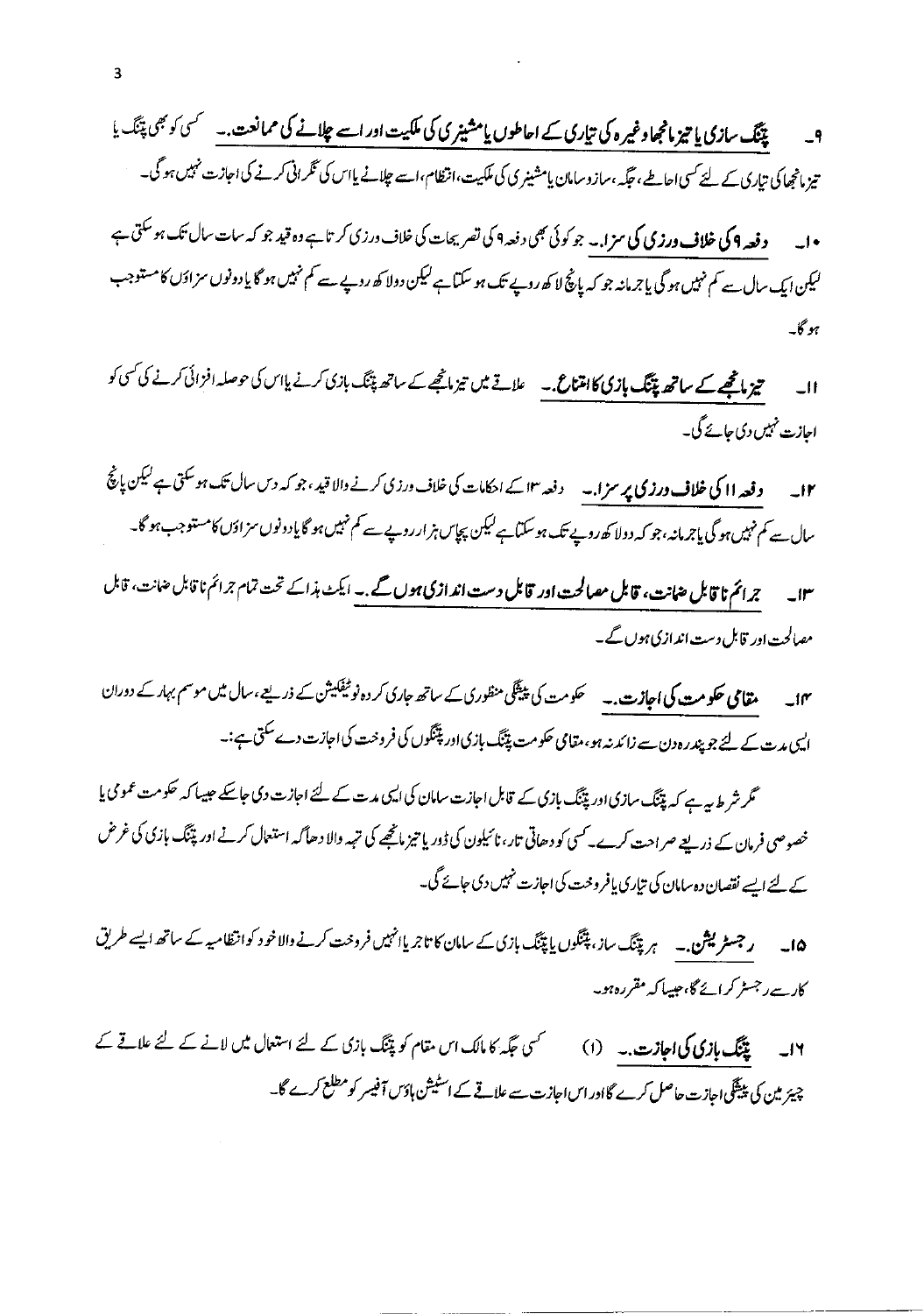۹۔ **پتنگ سازی یا تیز مانجھا وغیرہ کی تیاری کے احاطوں یا مشینری کی ملکیت اور اسے چلانے کی ممانعت۔۔** کسی کو بھی پتنگ یا تیز مانجھا کی تیاری کے لئے کسی احاطے، جگہ، ساز و سامان یا مشینری کی ملکیت، انتظام، اسے چلانے یا اس کی نگرانی کرنے کی اجازت نہیں ہوگی۔

۱۰۔ **دفعہ ۹ کی خلاف ورزی کی سزا۔۔** جو کوئی بھی دفعہ ۹ کی تصریحات کی خلاف ورزی کرتا ہے وہ قید جو کہ سات سال تک ہو سکتی ہے لیکن ایک سال سے کم نہیں ہوگی یا جرمانہ جو کہ پانچ لاکھ روپے تک ہو سکتا ہے لیکن دو لاکھ روپے سے کم نہیں ہوگا یا دونوں سزاؤں کا مستوجب ہوگا۔

۱۱۔ **تیز مانجھے کے ساتھ پتنگ بازی کا امتناع۔۔** علاقے میں تیز مانجھے کے ساتھ پتنگ بازی کرنے یا اس کی حوصلہ افزائی کرنے کی کسی کو اجازت نہیں دی جائے گی۔

۱۲۔ **دفعہ ۱۱ کی خلاف ورزی پر سزا۔۔** دفعہ ۱۳ کے احکامات کی خلاف ورزی کرنے والا قید، جو کہ دس سال تک ہو سکتی ہے لیکن پانچ سال سے کم نہیں ہوگی یا جرمانہ، جو کہ دو لاکھ روپے تک ہو سکتا ہے لیکن پچاس ہزار روپے سے کم نہیں ہوگا یا دونوں سزاؤں کا مستوجب ہوگا۔

۱۳۔ **جرائم ناقابل ضمانت، قابل مصالحت اور قابل دست اندازی ہوں گے۔۔** ایکٹ ہذا کے تحت تمام جرائم ناقابل ضمانت، قابل مصالحت اور قابل دست اندازی ہوں گے۔

۱۴۔ **مقامی حکومت کی اجازت۔۔** حکومت کی پیشگی منظوری کے ساتھ جاری کردہ نوٹیفکیشن کے ذریعے، سال میں موسم بہار کے دوران ایسی مدت کے لئے جو پندرہ دن سے زائد نہ ہو، مقامی حکومت پتنگ بازی اور پتنگوں کی فروخت کی اجازت دے سکتی ہے:۔

مگر شرط یہ ہے کہ پتنگ سازی اور پتنگ بازی کے قابل اجازت سامان کی ایسی مدت کے لئے اجازت دی جا سکے جیسا کہ حکومت عمومی یا خصوصی فرمان کے ذریعے صراحت کرے۔ کسی کو دھاتی تار، نائیلون کی ڈور یا تیز مانجھے کی تہہ والا دھاگہ استعمال کرنے اور پتنگ بازی کی غرض کے لئے ایسے نقصان دہ سامان کی تیاری یا فروخت کی اجازت نہیں دی جائے گی۔

۱۵۔ **رجسٹریشن۔۔** ہر پتنگ ساز، پتنگوں یا پتنگ بازی کے سامان کا تاجر یا انہیں فروخت کرنے والا خود کو انتظامیہ کے ساتھ ایسے طریق کار سے رجسٹر کرائے گا، جیسا کہ مقررہ ہو۔

۱۶۔ **پتنگ بازی کی اجازت۔۔** (۱) کسی جگہ کا مالک اس مقام کو پتنگ بازی کے لئے استعمال میں لانے کے لئے علاقے کے چیئرمین کی پیشگی اجازت حاصل کرے گا اور اس اجازت سے علاقے کے اسٹیشن ہاؤس آفیسر کو مطلع کرے گا۔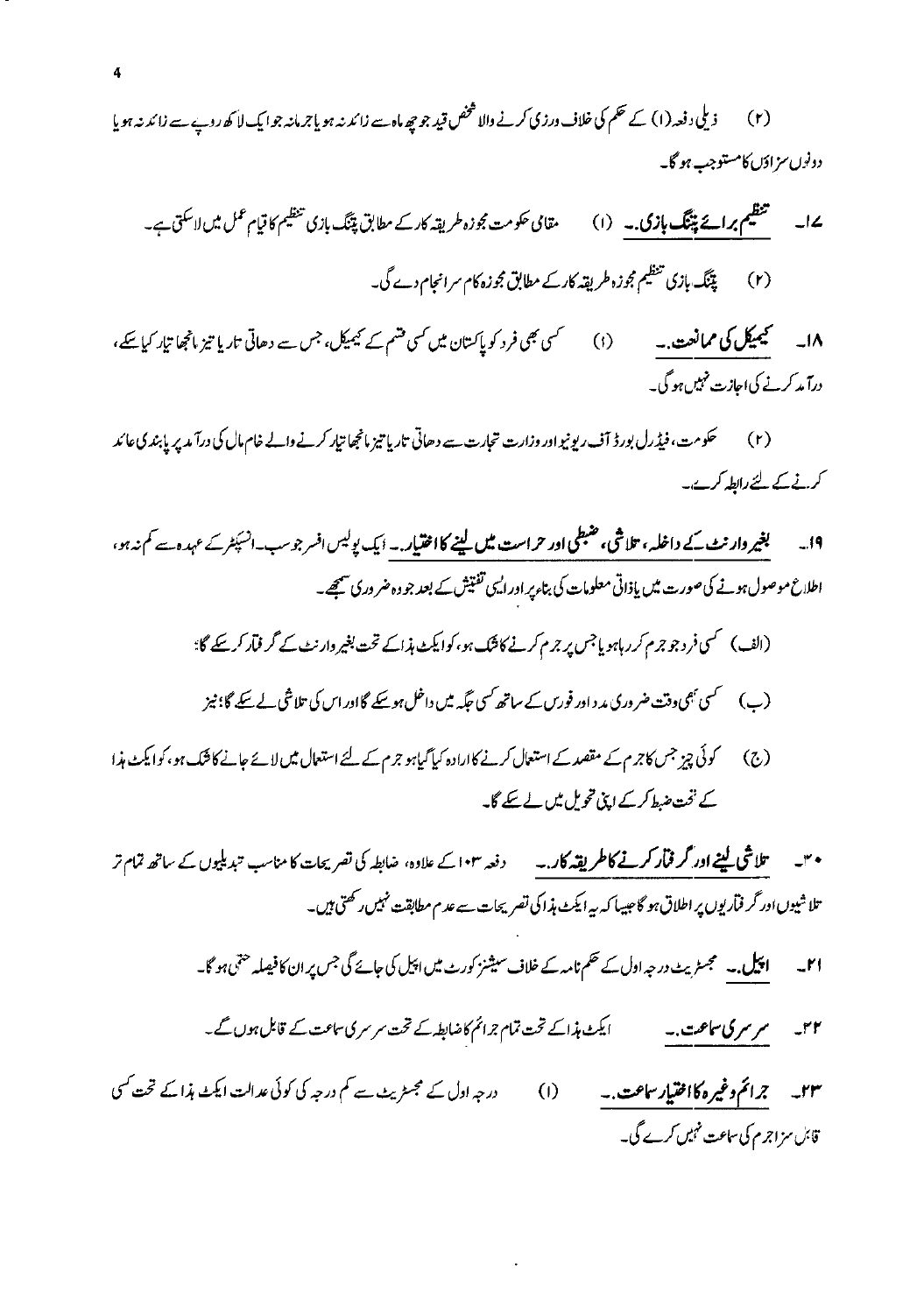(۲) ذیلی دفعہ (۱) کے حکم کی خلاف ورزی کرنے والا شخص قید جو چھ ماہ سے زائد نہ ہو یا جرمانہ جو ایک لاکھ روپے سے زائد نہ ہو یا دونوں سزاؤں کا مستوجب ہو گا۔

۱۷۔ **تنظیم برائے پتنگ بازی۔** (۱) مقامی حکومت مجوزہ طریقہ کار کے مطابق پتنگ بازی تنظیم کا قیام عمل میں لا سکتی ہے۔

(۲) پتنگ بازی تنظیم مجوزہ طریقہ کار کے مطابق مجوزہ کام سرانجام دے گی۔

۱۸۔ **کیمیکل کی ممانعت۔** (۱) کسی بھی فرد کو پاکستان میں کسی قسم کے کیمیکل، جس سے دھاتی تار یا تیز مانجھا تیار کیا سکے، درآمد کرنے کی اجازت نہیں ہو گی۔

(۲) حکومت، فیڈرل بورڈ آف ریونیو اور وزارت تجارت سے دھاتی تار یا تیز مانجھا تیار کرنے والے خام مال کی درآمد پر پابندی عائد کرنے کے لئے رابطہ کرے۔

۱۹۔ **بغیر وارنٹ کے داخلہ، تلاشی، ضبطی اور حراست میں لینے کا اختیار۔** ایک پولیس افسر جو سب۔انسپکٹر کے عہدہ سے کم نہ ہو، اطلاع موصول ہونے کی صورت میں یا ذاتی معلومات کی بناء پر اور ایسی تفتیش کے بعد جو وہ ضروری سمجھے۔

(الف) کسی فرد جو جرم کر رہا ہو یا جس پر جرم کرنے کا شک ہو، کو ایکٹ ہذا کے تحت بغیر وارنٹ کے گرفتار کر سکے گا:

(ب) کسی بھی وقت ضروری مدد اور فورس کے ساتھ کسی جگہ میں داخل ہو سکے گا اور اس کی تلاشی لے سکے گا؛ نیز

(ج) کوئی چیز جس کا جرم کے مقصد کے استعمال کرنے کا ارادہ کیا گیا ہو جرم کے لئے استعمال میں لائے جانے کا شک ہو، کو ایکٹ ہذا کے تحت ضبط کر کے اپنی تحویل میں لے سکے گا۔

۲۰۔ **تلاشی لینے اور گرفتار کرنے کا طریقہ کار۔** دفعہ ۱۰۳ کے علاوہ، ضابطہ کی تصریحات کا مناسب تبدیلیوں کے ساتھ تمام تر تلاشیوں اور گرفتاریوں پر اطلاق ہو گا جیسا کہ یہ ایکٹ ہذا کی تصریحات سے عدم مطابقت نہیں رکھتی ہیں۔

۲۱۔ **اپیل۔** مجسٹریٹ درجہ اول کے حکم نامہ کے خلاف سیشنز کورٹ میں اپیل کی جائے گی جس پر ان کا فیصلہ حتمی ہو گا۔

۲۲۔ **سرسری سماعت۔** ایکٹ ہذا کے تحت تمام جرائم کا ضابطہ کے تحت سرسری سماعت کے قابل ہوں گے۔

۲۳۔ **جرائم وغیرہ کا اختیار سماعت۔** (۱) درجہ اول کے مجسٹریٹ سے کم درجہ کی کوئی عدالت ایکٹ ہذا کے تحت کسی قابل سزا جرم کی سماعت نہیں کرے گی۔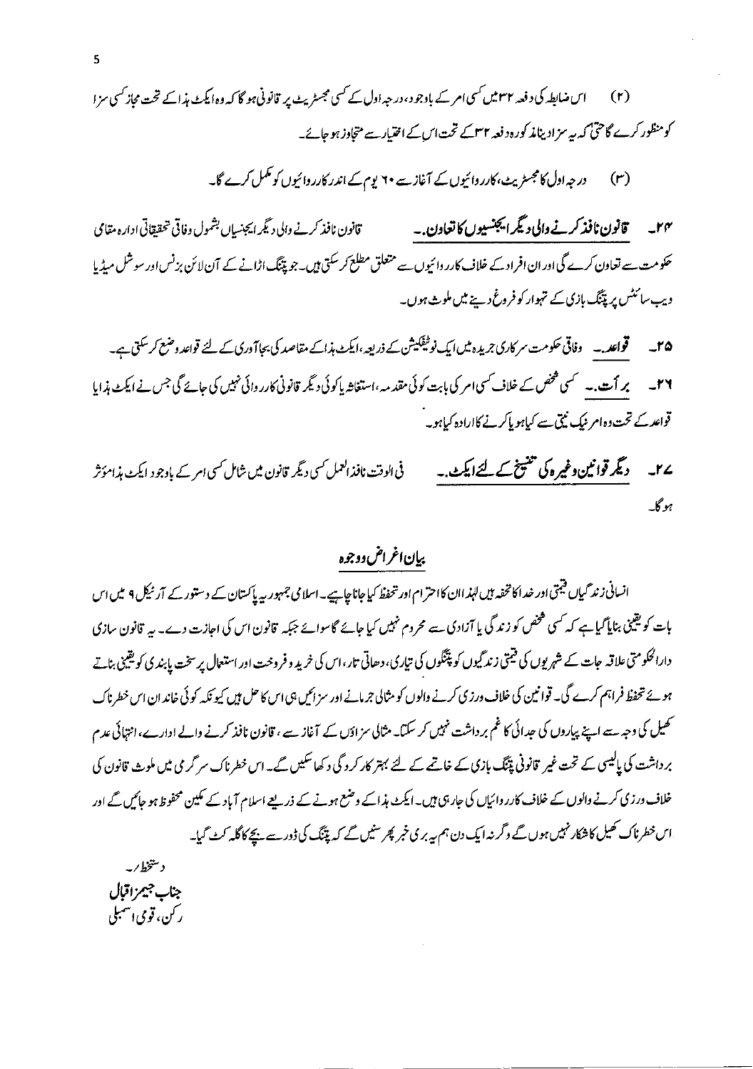(۲) اس ضابطہ کی دفعہ ۳۲ میں کسی امر کے باوجود، درجہ اول کے کسی مجسٹریٹ پر قانونی ہوگا کہ وہ ایکٹ ہذا کے تحت مجاز کسی سزا کو منظور کرے گا حتیٰ کہ یہ سزا دینا مذکورہ دفعہ ۳۲ کے تحت اس کے اختیار سے متجاوز ہو جائے۔

(۳) درجہ اول کا مجسٹریٹ، کارروائیوں کے آغاز سے ۶۰ یوم کے اندر کارروائیوں کو مکمل کرے گا۔

۲۴۔ **قانون نافذ کرنے والی دیگر ایجنسیوں کا تعاون۔۔** قانون نافذ کرنے والی دیگر ایجنسیاں بشمول وفاقی تحقیقاتی ادارہ مقامی حکومت سے تعاون کرے گی اور ان افراد کے خلاف کارروائیوں سے متعلق مطلع کر سکتی ہیں۔ جو پتنگ اڑانے کے آن لائن بزنس اور سوشل میڈیا ویب سائٹس پر پتنگ بازی کے تہوار کو فروغ دینے میں ملوث ہوں۔

۲۵۔ **قواعد۔۔** وفاقی حکومت سرکاری جریدہ میں ایک نوٹیفکیشن کے ذریعہ، ایکٹ ہذا کے مقاصد کی بجاآوری کے لئے قواعد وضع کر سکتی ہے۔

۲۶۔ **برأت۔۔** کسی شخص کے خلاف کسی امر کی بابت کوئی مقدمہ، استغاثہ یا کوئی دیگر قانونی کارروائی نہیں کی جائے گی جس نے ایکٹ ہذا یا قواعد کے تحت وہ امر نیک نیتی سے کیا ہو یا کرنے کا ارادہ کیا ہو۔

۲۷۔ **دیگر قوانین وغیرہ کی تنسیخ کے لئے ایکٹ۔۔** فی الوقت نافذ العمل کسی دیگر قانون میں شامل کسی امر کے باوجود ایکٹ ہذا مؤثر ہوگا۔

## بیان اغراض ووجوہ

انسانی زندگیاں قیمتی اور خدا کا تحفہ ہیں لہٰذا ان کا احترام اور تحفظ کیا جانا چاہیے۔ اسلامی جمہوریہ پاکستان کے دستور کے آرٹیکل ۹ میں اس بات کو یقینی بنایا گیا ہے کہ کسی شخص کو زندگی یا آزادی سے محروم نہیں کیا جائے گا سوائے جبکہ قانون اس کی اجازت دے۔ یہ قانون سازی دارالحکومتی علاقہ جات کے شہریوں کی قیمتی زندگیوں کو پتنگوں کی تیاری، دھاتی تار، اس کی خرید وفروخت اور استعمال پر سخت پابندی کو یقینی بناتے ہوئے تحفظ فراہم کرے گی۔ قوانین کی خلاف ورزی کرنے والوں کو مثالی جرمانے اور سزائیں ہی اس کا حل ہیں کیونکہ کوئی خاندان اس خطرناک کھیل کی وجہ سے اپنے پیاروں کی جدائی کا غم برداشت نہیں کر سکتا۔ مثالی سزاؤں کے آغاز سے، قانون نافذ کرنے والے ادارے، انتہائی عدم برداشت کی پالیسی کے تحت غیر قانونی پتنگ بازی کے خاتمے کے لئے بہتر کارکردگی دکھا سکیں گے۔ اس خطرناک سرگرمی میں ملوث قانون کی خلاف ورزی کرنے والوں کے خلاف کارروائیاں کی جا رہی ہیں۔ ایکٹ ہذا کے وضع ہونے کے ذریعے اسلام آباد کے مکین محفوظ ہو جائیں گے اور اس خطرناک کھیل کا شکار نہیں ہوں گے وگرنہ ایک دن ہم یہ بری خبر پھر سنیں گے کہ پتنگ کی ڈور سے بچے کا گلہ کٹ گیا۔

دستخط/۔
جناب جیمز اقبال
رکن، قومی اسمبلی